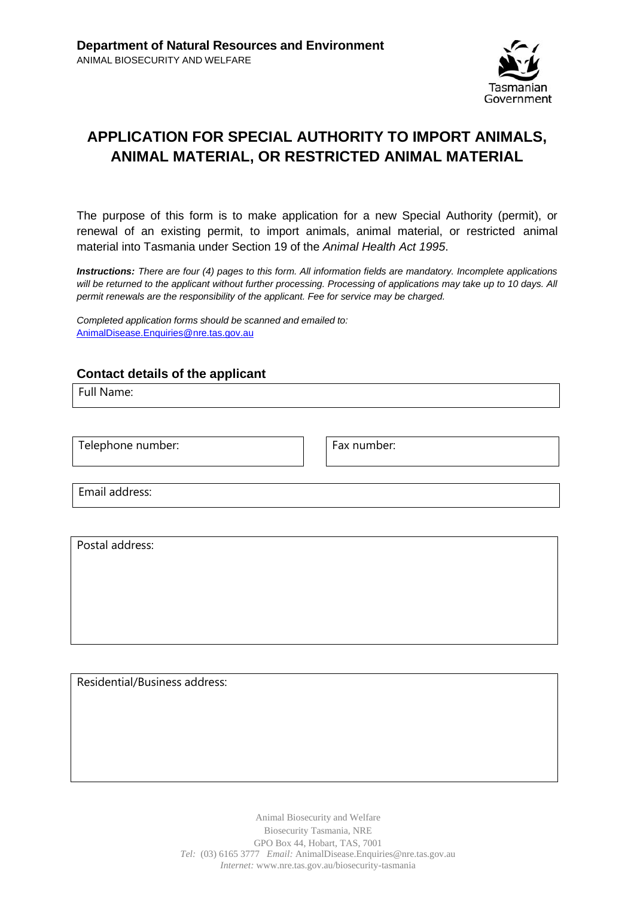**Department of Natural Resources and Environment**
ANIMAL BIOSECURITY AND WELFARE

Tasmanian Government

# APPLICATION FOR SPECIAL AUTHORITY TO IMPORT ANIMALS, ANIMAL MATERIAL, OR RESTRICTED ANIMAL MATERIAL

The purpose of this form is to make application for a new Special Authority (permit), or renewal of an existing permit, to import animals, animal material, or restricted animal material into Tasmania under Section 19 of the *Animal Health Act 1995*.

***Instructions:*** *There are four (4) pages to this form. All information fields are mandatory. Incomplete applications will be returned to the applicant without further processing. Processing of applications may take up to 10 days. All permit renewals are the responsibility of the applicant. Fee for service may be charged.*

*Completed application forms should be scanned and emailed to:*
AnimalDisease.Enquiries@nre.tas.gov.au

## Contact details of the applicant

Full Name:

| Telephone number: | Fax number: |
|---|---|

Email address:

Postal address:

Residential/Business address:

Animal Biosecurity and Welfare
Biosecurity Tasmania, NRE
GPO Box 44, Hobart, TAS, 7001
*Tel:* (03) 6165 3777 *Email:* AnimalDisease.Enquiries@nre.tas.gov.au
*Internet:* www.nre.tas.gov.au/biosecurity-tasmania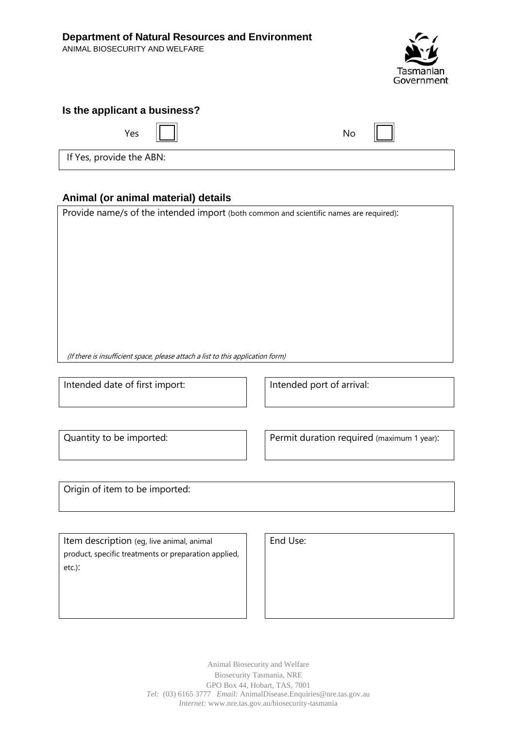**Department of Natural Resources and Environment**
ANIMAL BIOSECURITY AND WELFARE

### Is the applicant a business?

Yes ☐ No ☐

If Yes, provide the ABN:

### Animal (or animal material) details

Provide name/s of the intended import (both common and scientific names are required):

*(If there is insufficient space, please attach a list to this application form)*

Intended date of first import:

Intended port of arrival:

Quantity to be imported:

Permit duration required (maximum 1 year):

Origin of item to be imported:

Item description (eg, live animal, animal product, specific treatments or preparation applied, etc.):

End Use:

Animal Biosecurity and Welfare
Biosecurity Tasmania, NRE
GPO Box 44, Hobart, TAS, 7001
*Tel:* (03) 6165 3777 *Email:* AnimalDisease.Enquiries@nre.tas.gov.au
*Internet:* www.nre.tas.gov.au/biosecurity-tasmania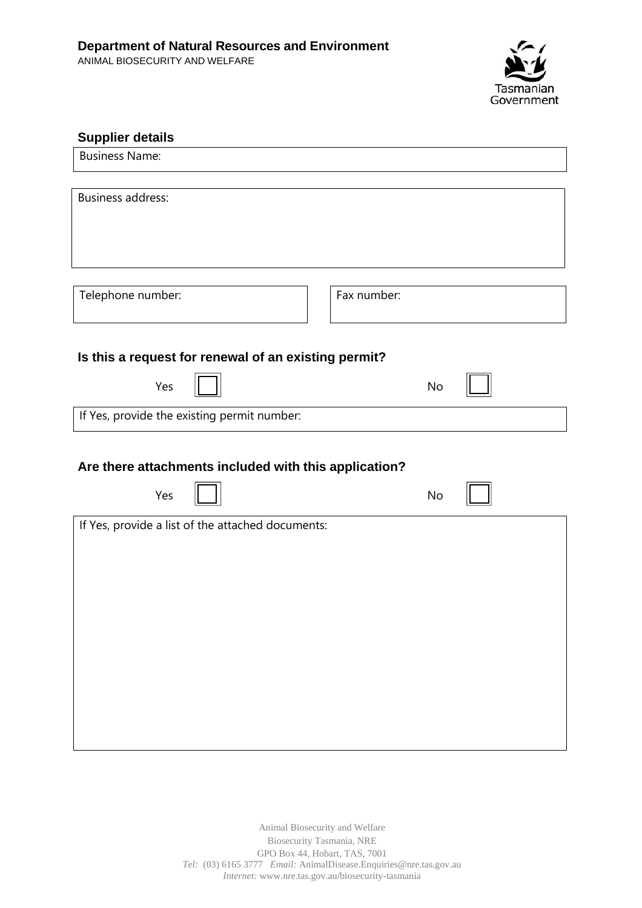**Department of Natural Resources and Environment**
ANIMAL BIOSECURITY AND WELFARE

Tasmanian Government

### Supplier details

Business Name:

Business address:

Telephone number:

Fax number:

### Is this a request for renewal of an existing permit?

Yes ☐ No ☐

If Yes, provide the existing permit number:

### Are there attachments included with this application?

Yes ☐ No ☐

If Yes, provide a list of the attached documents:

Animal Biosecurity and Welfare
Biosecurity Tasmania, NRE
GPO Box 44, Hobart, TAS, 7001
*Tel:* (03) 6165 3777 *Email:* AnimalDisease.Enquiries@nre.tas.gov.au
*Internet:* www.nre.tas.gov.au/biosecurity-tasmania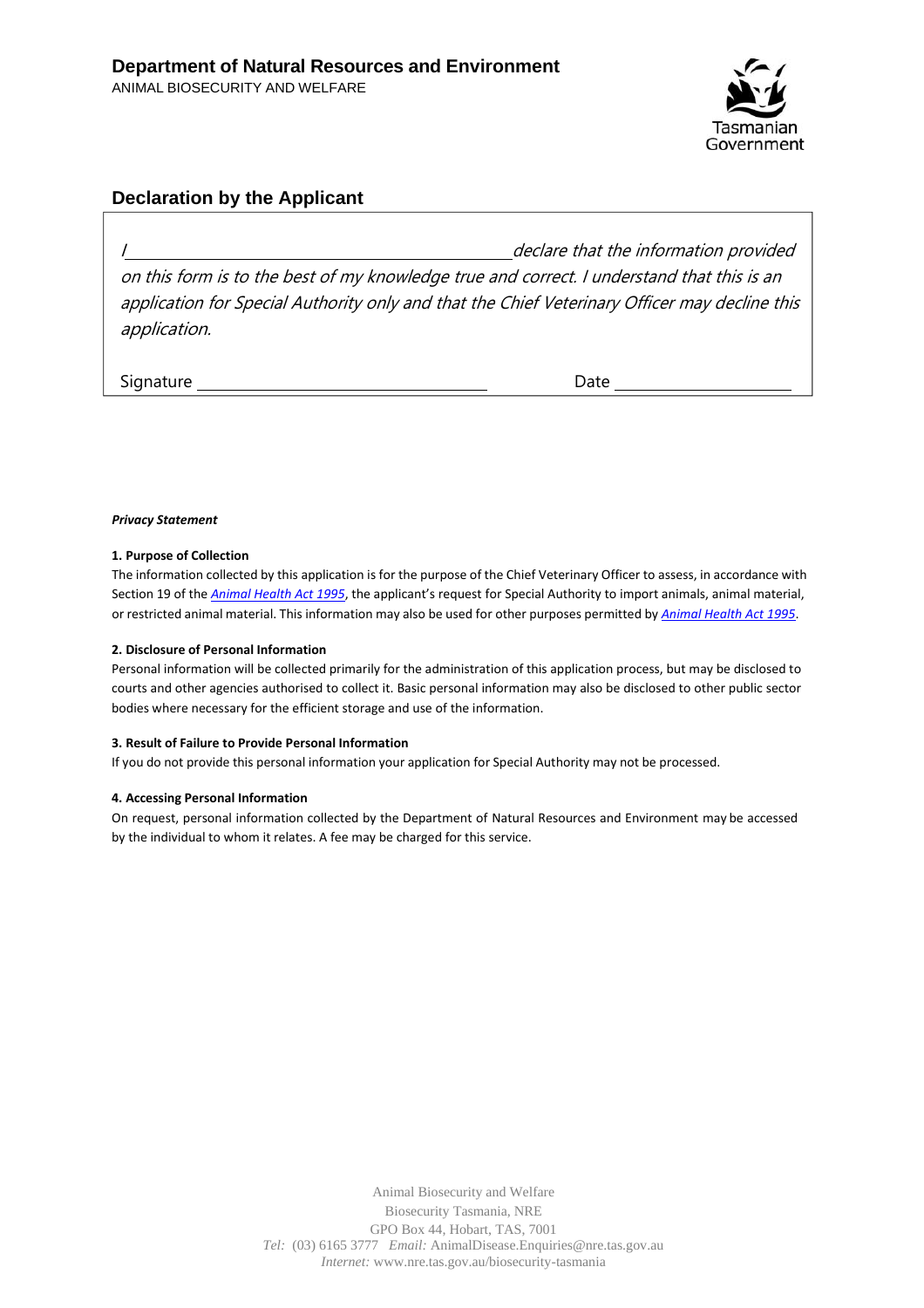**Department of Natural Resources and Environment**
ANIMAL BIOSECURITY AND WELFARE

Tasmanian Government

## Declaration by the Applicant

*I \_\_\_\_\_\_\_\_\_\_\_\_\_\_\_\_\_\_\_\_\_\_\_\_\_\_\_\_\_\_\_\_\_\_\_\_\_\_\_\_ declare that the information provided on this form is to the best of my knowledge true and correct. I understand that this is an application for Special Authority only and that the Chief Veterinary Officer may decline this application.*

Signature \_\_\_\_\_\_\_\_\_\_\_\_\_\_\_\_\_\_\_\_\_\_\_\_\_\_\_\_\_\_ Date \_\_\_\_\_\_\_\_\_\_\_\_\_\_\_\_\_\_

***Privacy Statement***

**1. Purpose of Collection**

The information collected by this application is for the purpose of the Chief Veterinary Officer to assess, in accordance with Section 19 of the *Animal Health Act 1995*, the applicant's request for Special Authority to import animals, animal material, or restricted animal material. This information may also be used for other purposes permitted by *Animal Health Act 1995*.

**2. Disclosure of Personal Information**

Personal information will be collected primarily for the administration of this application process, but may be disclosed to courts and other agencies authorised to collect it. Basic personal information may also be disclosed to other public sector bodies where necessary for the efficient storage and use of the information.

**3. Result of Failure to Provide Personal Information**

If you do not provide this personal information your application for Special Authority may not be processed.

**4. Accessing Personal Information**

On request, personal information collected by the Department of Natural Resources and Environment may be accessed by the individual to whom it relates. A fee may be charged for this service.

Animal Biosecurity and Welfare
Biosecurity Tasmania, NRE
GPO Box 44, Hobart, TAS, 7001
*Tel:* (03) 6165 3777 *Email:* AnimalDisease.Enquiries@nre.tas.gov.au
*Internet:* www.nre.tas.gov.au/biosecurity-tasmania